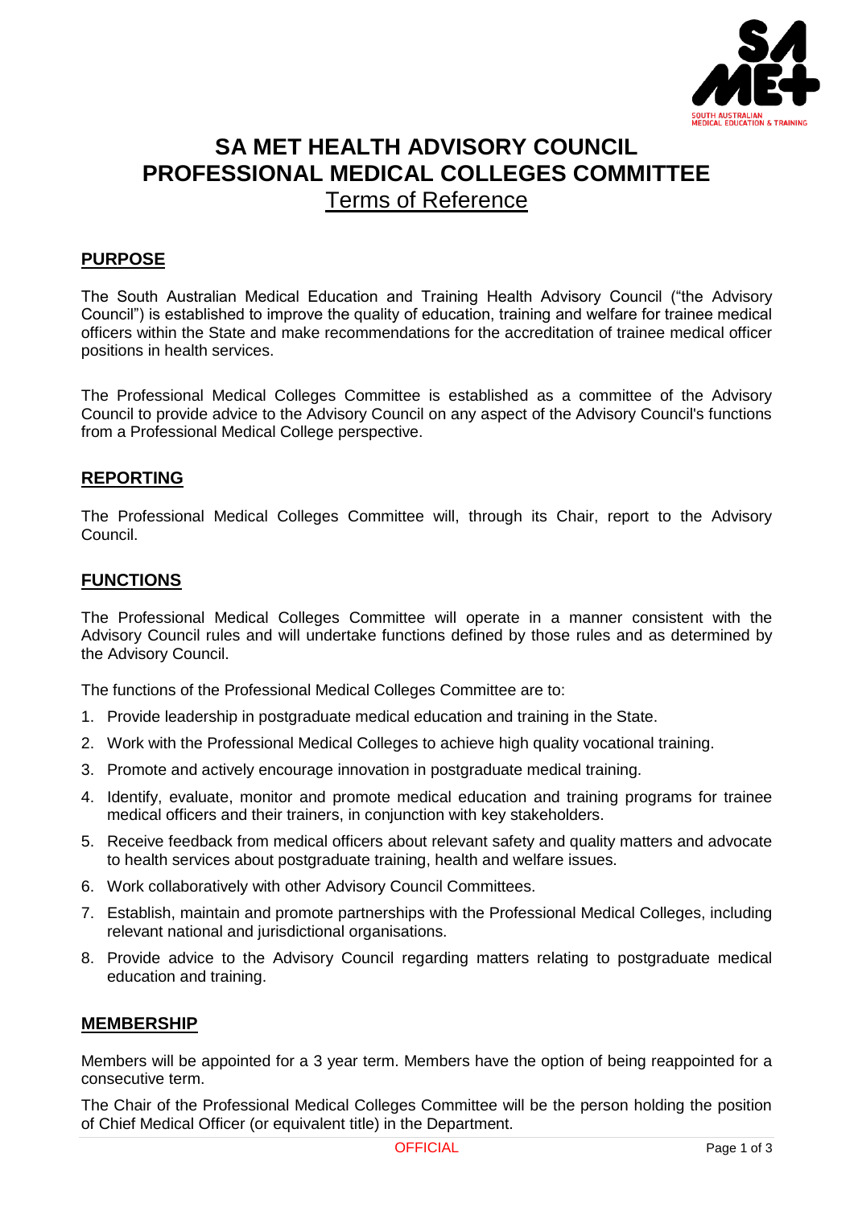# SA MET HEALTH ADVISORY COUNCIL
# PROFESSIONAL MEDICAL COLLEGES COMMITTEE
## Terms of Reference

## PURPOSE

The South Australian Medical Education and Training Health Advisory Council ("the Advisory Council") is established to improve the quality of education, training and welfare for trainee medical officers within the State and make recommendations for the accreditation of trainee medical officer positions in health services.

The Professional Medical Colleges Committee is established as a committee of the Advisory Council to provide advice to the Advisory Council on any aspect of the Advisory Council's functions from a Professional Medical College perspective.

## REPORTING

The Professional Medical Colleges Committee will, through its Chair, report to the Advisory Council.

## FUNCTIONS

The Professional Medical Colleges Committee will operate in a manner consistent with the Advisory Council rules and will undertake functions defined by those rules and as determined by the Advisory Council.

The functions of the Professional Medical Colleges Committee are to:

1. Provide leadership in postgraduate medical education and training in the State.
2. Work with the Professional Medical Colleges to achieve high quality vocational training.
3. Promote and actively encourage innovation in postgraduate medical training.
4. Identify, evaluate, monitor and promote medical education and training programs for trainee medical officers and their trainers, in conjunction with key stakeholders.
5. Receive feedback from medical officers about relevant safety and quality matters and advocate to health services about postgraduate training, health and welfare issues.
6. Work collaboratively with other Advisory Council Committees.
7. Establish, maintain and promote partnerships with the Professional Medical Colleges, including relevant national and jurisdictional organisations.
8. Provide advice to the Advisory Council regarding matters relating to postgraduate medical education and training.

## MEMBERSHIP

Members will be appointed for a 3 year term. Members have the option of being reappointed for a consecutive term.

The Chair of the Professional Medical Colleges Committee will be the person holding the position of Chief Medical Officer (or equivalent title) in the Department.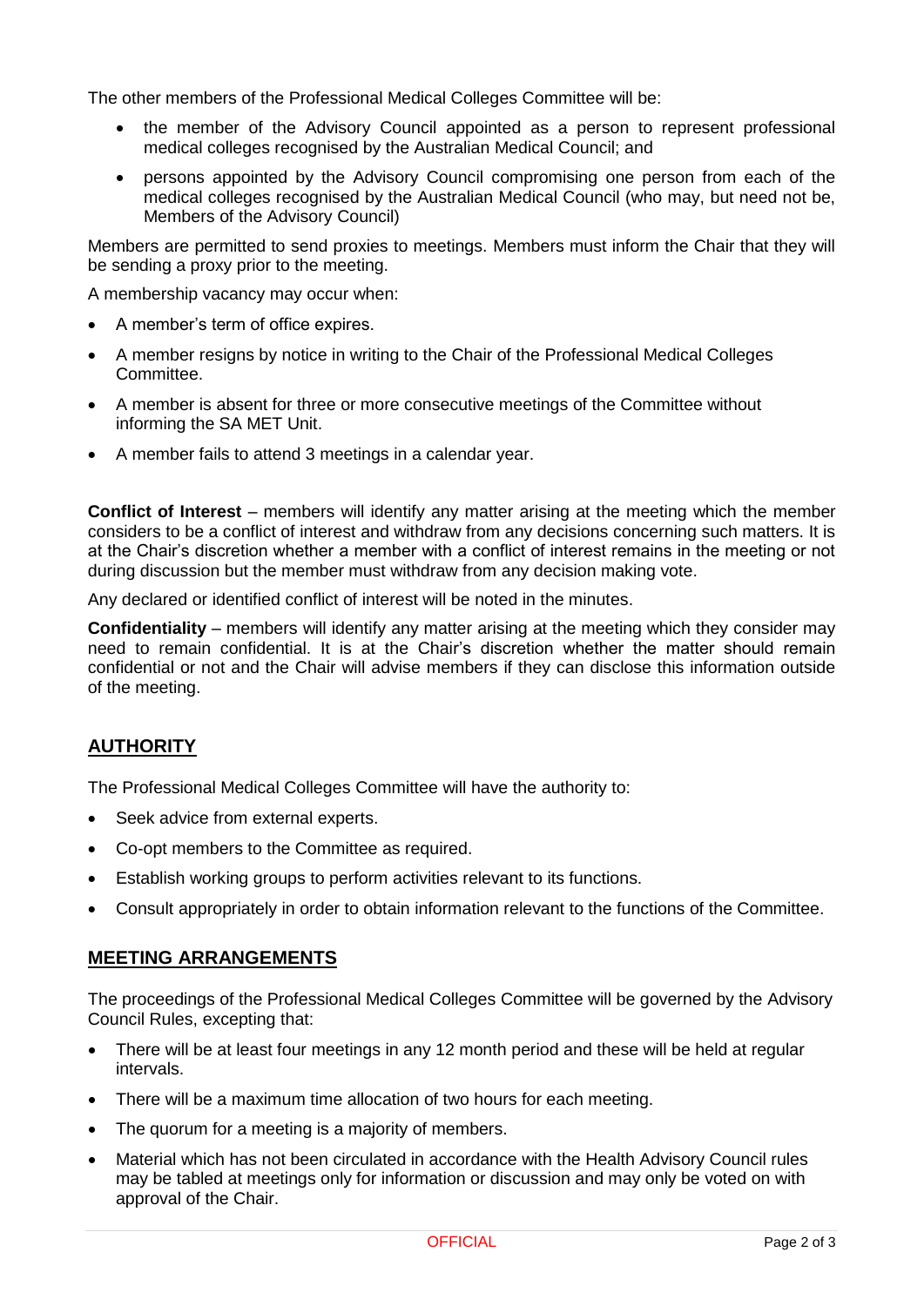The other members of the Professional Medical Colleges Committee will be:

- the member of the Advisory Council appointed as a person to represent professional medical colleges recognised by the Australian Medical Council; and
- persons appointed by the Advisory Council compromising one person from each of the medical colleges recognised by the Australian Medical Council (who may, but need not be, Members of the Advisory Council)

Members are permitted to send proxies to meetings. Members must inform the Chair that they will be sending a proxy prior to the meeting.

A membership vacancy may occur when:

- A member's term of office expires.
- A member resigns by notice in writing to the Chair of the Professional Medical Colleges Committee.
- A member is absent for three or more consecutive meetings of the Committee without informing the SA MET Unit.
- A member fails to attend 3 meetings in a calendar year.

**Conflict of Interest** – members will identify any matter arising at the meeting which the member considers to be a conflict of interest and withdraw from any decisions concerning such matters. It is at the Chair's discretion whether a member with a conflict of interest remains in the meeting or not during discussion but the member must withdraw from any decision making vote.

Any declared or identified conflict of interest will be noted in the minutes.

**Confidentiality** – members will identify any matter arising at the meeting which they consider may need to remain confidential. It is at the Chair's discretion whether the matter should remain confidential or not and the Chair will advise members if they can disclose this information outside of the meeting.

## AUTHORITY

The Professional Medical Colleges Committee will have the authority to:

- Seek advice from external experts.
- Co-opt members to the Committee as required.
- Establish working groups to perform activities relevant to its functions.
- Consult appropriately in order to obtain information relevant to the functions of the Committee.

## MEETING ARRANGEMENTS

The proceedings of the Professional Medical Colleges Committee will be governed by the Advisory Council Rules, excepting that:

- There will be at least four meetings in any 12 month period and these will be held at regular intervals.
- There will be a maximum time allocation of two hours for each meeting.
- The quorum for a meeting is a majority of members.
- Material which has not been circulated in accordance with the Health Advisory Council rules may be tabled at meetings only for information or discussion and may only be voted on with approval of the Chair.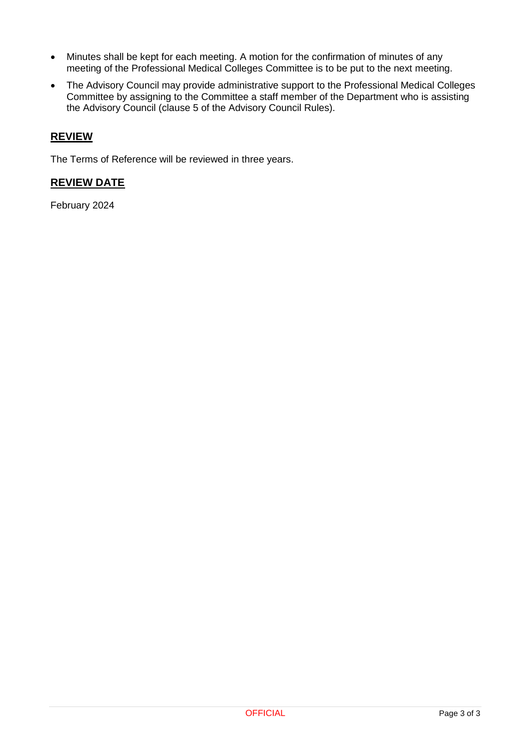- Minutes shall be kept for each meeting. A motion for the confirmation of minutes of any meeting of the Professional Medical Colleges Committee is to be put to the next meeting.
- The Advisory Council may provide administrative support to the Professional Medical Colleges Committee by assigning to the Committee a staff member of the Department who is assisting the Advisory Council (clause 5 of the Advisory Council Rules).

## REVIEW

The Terms of Reference will be reviewed in three years.

## REVIEW DATE

February 2024